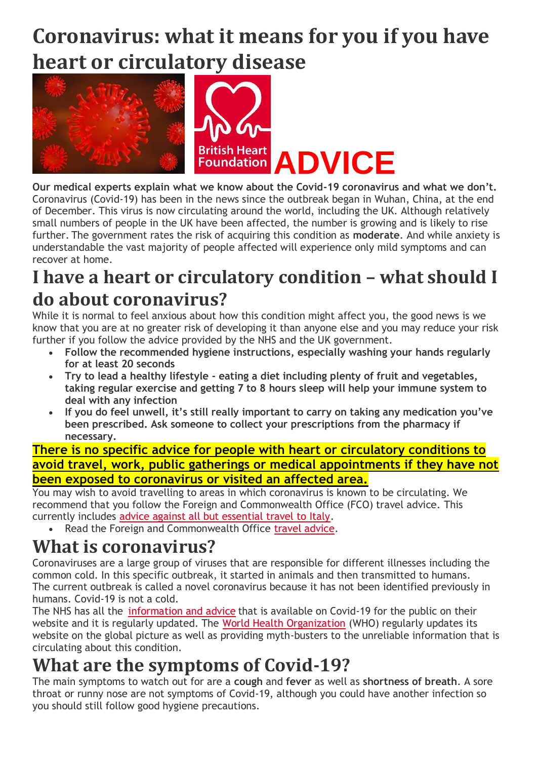# Coronavirus: what it means for you if you have heart or circulatory disease

British Heart Foundation **ADVICE**

**Our medical experts explain what we know about the Covid-19 coronavirus and what we don't.** Coronavirus (Covid-19) has been in the news since the outbreak began in Wuhan, China, at the end of December. This virus is now circulating around the world, including the UK. Although relatively small numbers of people in the UK have been affected, the number is growing and is likely to rise further. The government rates the risk of acquiring this condition as **moderate**. And while anxiety is understandable the vast majority of people affected will experience only mild symptoms and can recover at home.

# I have a heart or circulatory condition – what should I do about coronavirus?

While it is normal to feel anxious about how this condition might affect you, the good news is we know that you are at no greater risk of developing it than anyone else and you may reduce your risk further if you follow the advice provided by the NHS and the UK government.

- **Follow the recommended hygiene instructions, especially washing your hands regularly for at least 20 seconds**
- **Try to lead a healthy lifestyle - eating a diet including plenty of fruit and vegetables, taking regular exercise and getting 7 to 8 hours sleep will help your immune system to deal with any infection**
- **If you do feel unwell, it's still really important to carry on taking any medication you've been prescribed. Ask someone to collect your prescriptions from the pharmacy if necessary.**

**There is no specific advice for people with heart or circulatory conditions to avoid travel, work, public gatherings or medical appointments if they have not been exposed to coronavirus or visited an affected area.**

You may wish to avoid travelling to areas in which coronavirus is known to be circulating. We recommend that you follow the Foreign and Commonwealth Office (FCO) travel advice. This currently includes advice against all but essential travel to Italy.

- Read the Foreign and Commonwealth Office travel advice.

# What is coronavirus?

Coronaviruses are a large group of viruses that are responsible for different illnesses including the common cold. In this specific outbreak, it started in animals and then transmitted to humans. The current outbreak is called a novel coronavirus because it has not been identified previously in humans. Covid-19 is not a cold.

The NHS has all the information and advice that is available on Covid-19 for the public on their website and it is regularly updated. The World Health Organization (WHO) regularly updates its website on the global picture as well as providing myth-busters to the unreliable information that is circulating about this condition.

# What are the symptoms of Covid-19?

The main symptoms to watch out for are a **cough** and **fever** as well as **shortness of breath**. A sore throat or runny nose are not symptoms of Covid-19, although you could have another infection so you should still follow good hygiene precautions.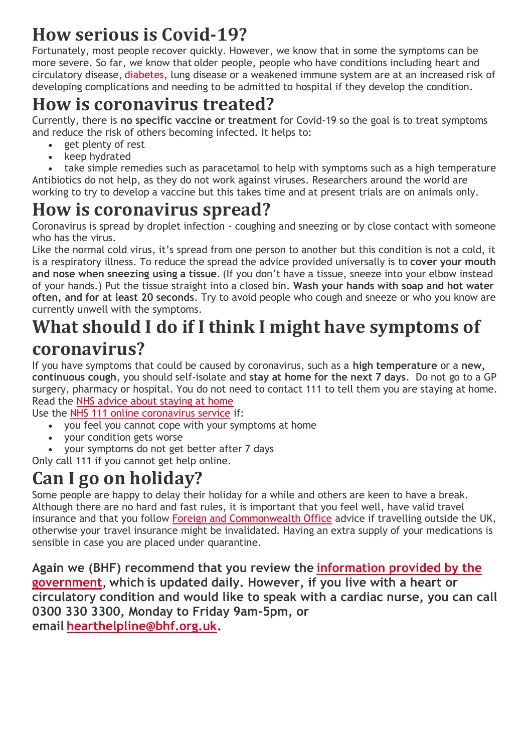# How serious is Covid-19?

Fortunately, most people recover quickly. However, we know that in some the symptoms can be more severe. So far, we know that older people, people who have conditions including heart and circulatory disease, diabetes, lung disease or a weakened immune system are at an increased risk of developing complications and needing to be admitted to hospital if they develop the condition.

# How is coronavirus treated?

Currently, there is **no specific vaccine or treatment** for Covid-19 so the goal is to treat symptoms and reduce the risk of others becoming infected. It helps to:

- get plenty of rest
- keep hydrated
- take simple remedies such as paracetamol to help with symptoms such as a high temperature

Antibiotics do not help, as they do not work against viruses. Researchers around the world are working to try to develop a vaccine but this takes time and at present trials are on animals only.

# How is coronavirus spread?

Coronavirus is spread by droplet infection - coughing and sneezing or by close contact with someone who has the virus.

Like the normal cold virus, it's spread from one person to another but this condition is not a cold, it is a respiratory illness. To reduce the spread the advice provided universally is to **cover your mouth and nose when sneezing using a tissue**. (If you don't have a tissue, sneeze into your elbow instead of your hands.) Put the tissue straight into a closed bin. **Wash your hands with soap and hot water often, and for at least 20 seconds**. Try to avoid people who cough and sneeze or who you know are currently unwell with the symptoms.

# What should I do if I think I might have symptoms of coronavirus?

If you have symptoms that could be caused by coronavirus, such as a **high temperature** or a **new, continuous cough**, you should self-isolate and **stay at home for the next 7 days**. Do not go to a GP surgery, pharmacy or hospital. You do not need to contact 111 to tell them you are staying at home. Read the NHS advice about staying at home

Use the NHS 111 online coronavirus service if:

- you feel you cannot cope with your symptoms at home
- your condition gets worse
- your symptoms do not get better after 7 days

Only call 111 if you cannot get help online.

# Can I go on holiday?

Some people are happy to delay their holiday for a while and others are keen to have a break. Although there are no hard and fast rules, it is important that you feel well, have valid travel insurance and that you follow Foreign and Commonwealth Office advice if travelling outside the UK, otherwise your travel insurance might be invalidated. Having an extra supply of your medications is sensible in case you are placed under quarantine.

**Again we (BHF) recommend that you review the information provided by the government, which is updated daily. However, if you live with a heart or circulatory condition and would like to speak with a cardiac nurse, you can call 0300 330 3300, Monday to Friday 9am-5pm, or email hearthelpline@bhf.org.uk.**